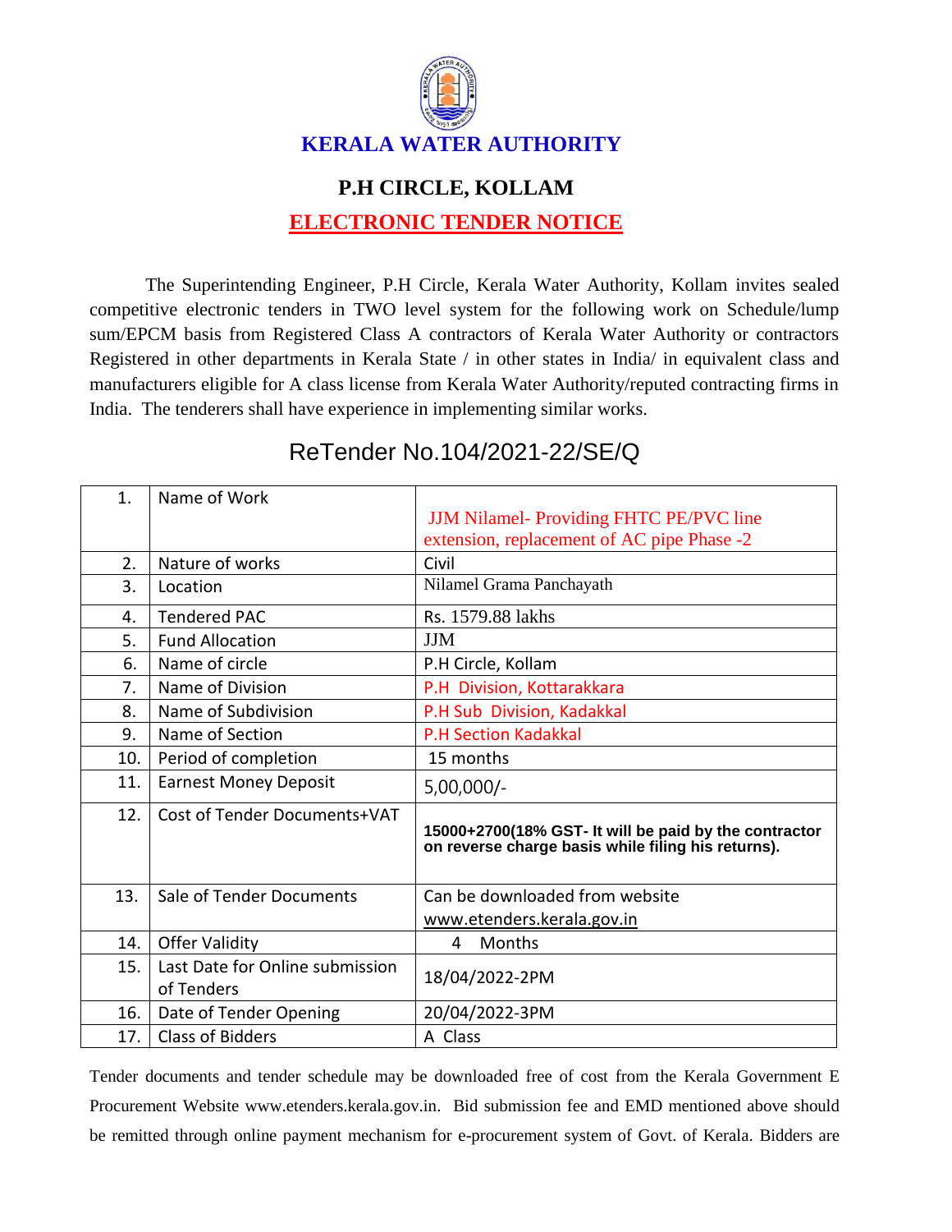# KERALA WATER AUTHORITY

## P.H CIRCLE, KOLLAM

## ELECTRONIC TENDER NOTICE

The Superintending Engineer, P.H Circle, Kerala Water Authority, Kollam invites sealed competitive electronic tenders in TWO level system for the following work on Schedule/lump sum/EPCM basis from Registered Class A contractors of Kerala Water Authority or contractors Registered in other departments in Kerala State / in other states in India/ in equivalent class and manufacturers eligible for A class license from Kerala Water Authority/reputed contracting firms in India. The tenderers shall have experience in implementing similar works.

## ReTender No.104/2021-22/SE/Q

| 1. | Name of Work | JJM Nilamel- Providing FHTC PE/PVC line extension, replacement of AC pipe Phase -2 |
|---|---|---|
| 2. | Nature of works | Civil |
| 3. | Location | Nilamel Grama Panchayath |
| 4. | Tendered PAC | Rs. 1579.88 lakhs |
| 5. | Fund Allocation | JJM |
| 6. | Name of circle | P.H Circle, Kollam |
| 7. | Name of Division | P.H Division, Kottarakkara |
| 8. | Name of Subdivision | P.H Sub Division, Kadakkal |
| 9. | Name of Section | P.H Section Kadakkal |
| 10. | Period of completion | 15 months |
| 11. | Earnest Money Deposit | 5,00,000/- |
| 12. | Cost of Tender Documents+VAT | **15000+2700(18% GST- It will be paid by the contractor on reverse charge basis while filing his returns).** |
| 13. | Sale of Tender Documents | Can be downloaded from website www.etenders.kerala.gov.in |
| 14. | Offer Validity | 4 Months |
| 15. | Last Date for Online submission of Tenders | 18/04/2022-2PM |
| 16. | Date of Tender Opening | 20/04/2022-3PM |
| 17. | Class of Bidders | A Class |

Tender documents and tender schedule may be downloaded free of cost from the Kerala Government E Procurement Website www.etenders.kerala.gov.in. Bid submission fee and EMD mentioned above should be remitted through online payment mechanism for e-procurement system of Govt. of Kerala. Bidders are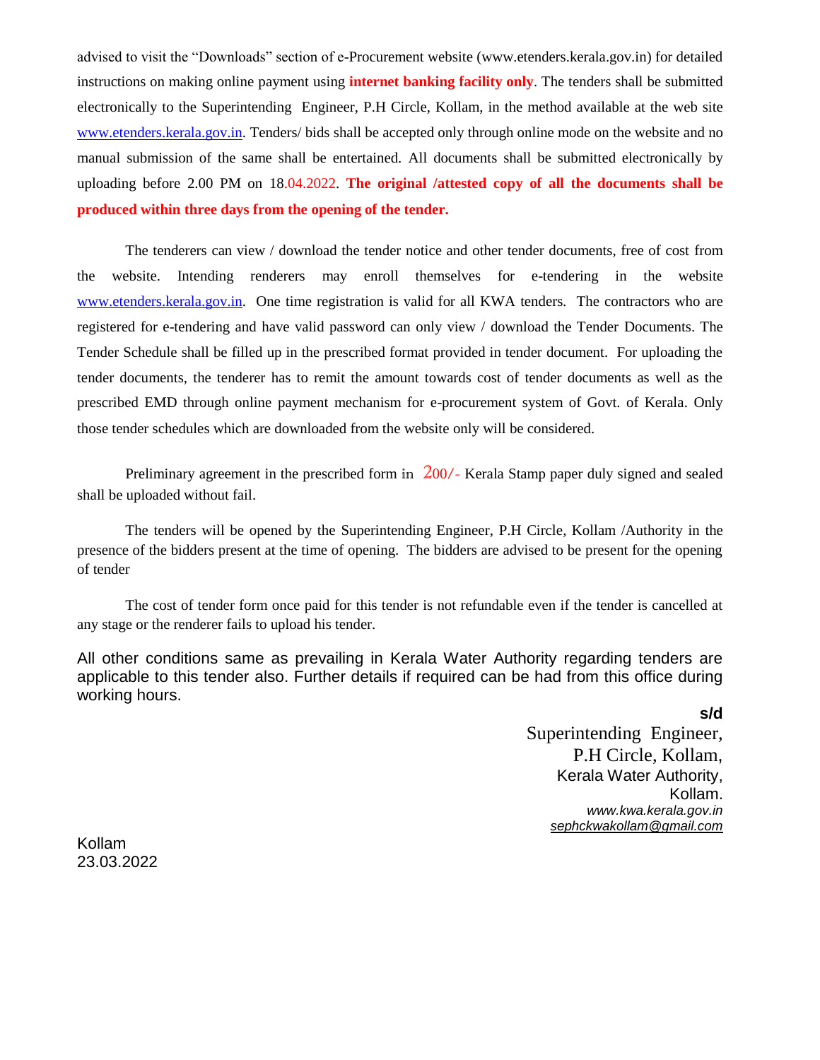advised to visit the "Downloads" section of e-Procurement website (www.etenders.kerala.gov.in) for detailed instructions on making online payment using **internet banking facility only**. The tenders shall be submitted electronically to the Superintending Engineer, P.H Circle, Kollam, in the method available at the web site www.etenders.kerala.gov.in. Tenders/ bids shall be accepted only through online mode on the website and no manual submission of the same shall be entertained. All documents shall be submitted electronically by uploading before 2.00 PM on 18.04.2022. **The original /attested copy of all the documents shall be produced within three days from the opening of the tender.**

The tenderers can view / download the tender notice and other tender documents, free of cost from the website. Intending renderers may enroll themselves for e-tendering in the website www.etenders.kerala.gov.in. One time registration is valid for all KWA tenders. The contractors who are registered for e-tendering and have valid password can only view / download the Tender Documents. The Tender Schedule shall be filled up in the prescribed format provided in tender document. For uploading the tender documents, the tenderer has to remit the amount towards cost of tender documents as well as the prescribed EMD through online payment mechanism for e-procurement system of Govt. of Kerala. Only those tender schedules which are downloaded from the website only will be considered.

Preliminary agreement in the prescribed form in 200/- Kerala Stamp paper duly signed and sealed shall be uploaded without fail.

The tenders will be opened by the Superintending Engineer, P.H Circle, Kollam /Authority in the presence of the bidders present at the time of opening. The bidders are advised to be present for the opening of tender

The cost of tender form once paid for this tender is not refundable even if the tender is cancelled at any stage or the renderer fails to upload his tender.

All other conditions same as prevailing in Kerala Water Authority regarding tenders are applicable to this tender also. Further details if required can be had from this office during working hours.

**s/d**

Superintending Engineer,
P.H Circle, Kollam,
Kerala Water Authority,
Kollam.
*www.kwa.kerala.gov.in*
*sephckwakollam@gmail.com*

Kollam
23.03.2022